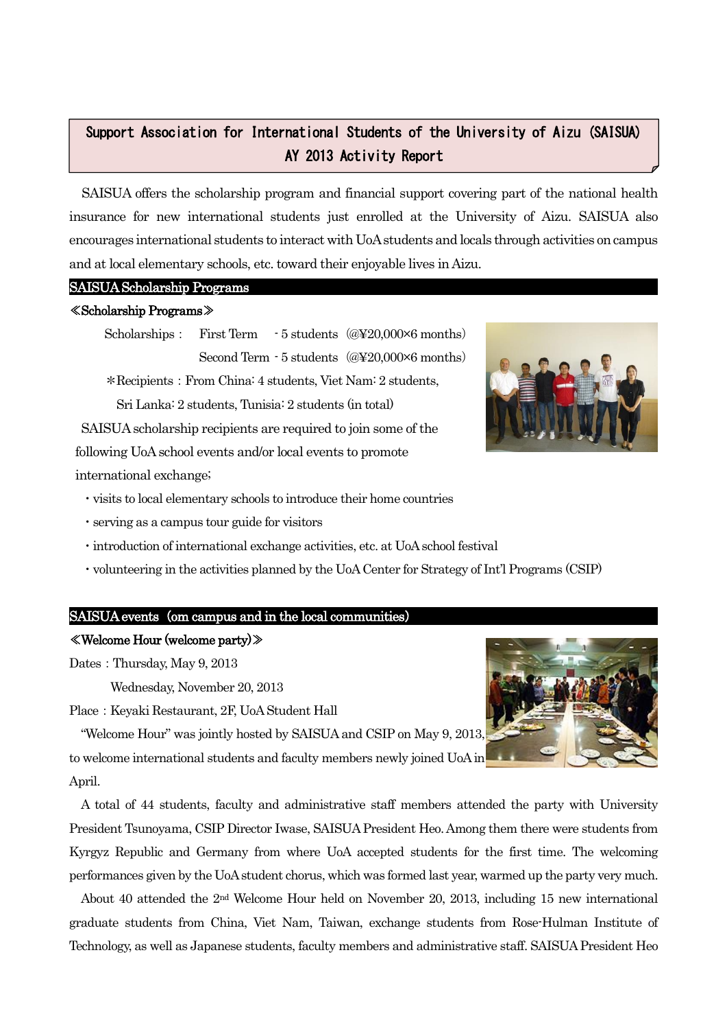# Support Association for International Students of the University of Aizu (SAISUA) AY 2013 Activity Report

SAISUA offers the scholarship program and financial support covering part of the national health insurance for new international students just enrolled at the University of Aizu. SAISUA also encourages international students to interact with UoA students and locals through activities on campus and at local elementary schools, etc. toward their enjoyable lives in Aizu.

## SAISUA Scholarship Programs

### ≪Scholarship Programs≫

Scholarships : First Term - 5 students (@¥20,000×6 months)

Second Term - 5 students (@¥20,000×6 months)

＊Recipients : From China: 4 students, Viet Nam: 2 students, Sri Lanka: 2 students, Tunisia: 2 students (in total)

SAISUA scholarship recipients are required to join some of the following UoA school events and/or local events to promote international exchange;

- visits to local elementary schools to introduce their home countries
- serving as a campus tour guide for visitors
- introduction of international exchange activities, etc. at UoA school festival
- volunteering in the activities planned by the UoA Center for Strategy of Int'l Programs (CSIP)

## SAISUA events (om campus and in the local communities)

### ≪Welcome Hour (welcome party)≫

Dates : Thursday, May 9, 2013

Wednesday, November 20, 2013

Place : Keyaki Restaurant, 2F, UoA Student Hall

"Welcome Hour" was jointly hosted by SAISUA and CSIP on May 9, 2013, to welcome international students and faculty members newly joined UoA in April.

A total of 44 students, faculty and administrative staff members attended the party with University President Tsunoyama, CSIP Director Iwase, SAISUA President Heo. Among them there were students from Kyrgyz Republic and Germany from where UoA accepted students for the first time. The welcoming performances given by the UoA student chorus, which was formed last year, warmed up the party very much.

About 40 attended the 2nd Welcome Hour held on November 20, 2013, including 15 new international graduate students from China, Viet Nam, Taiwan, exchange students from Rose-Hulman Institute of Technology, as well as Japanese students, faculty members and administrative staff. SAISUA President Heo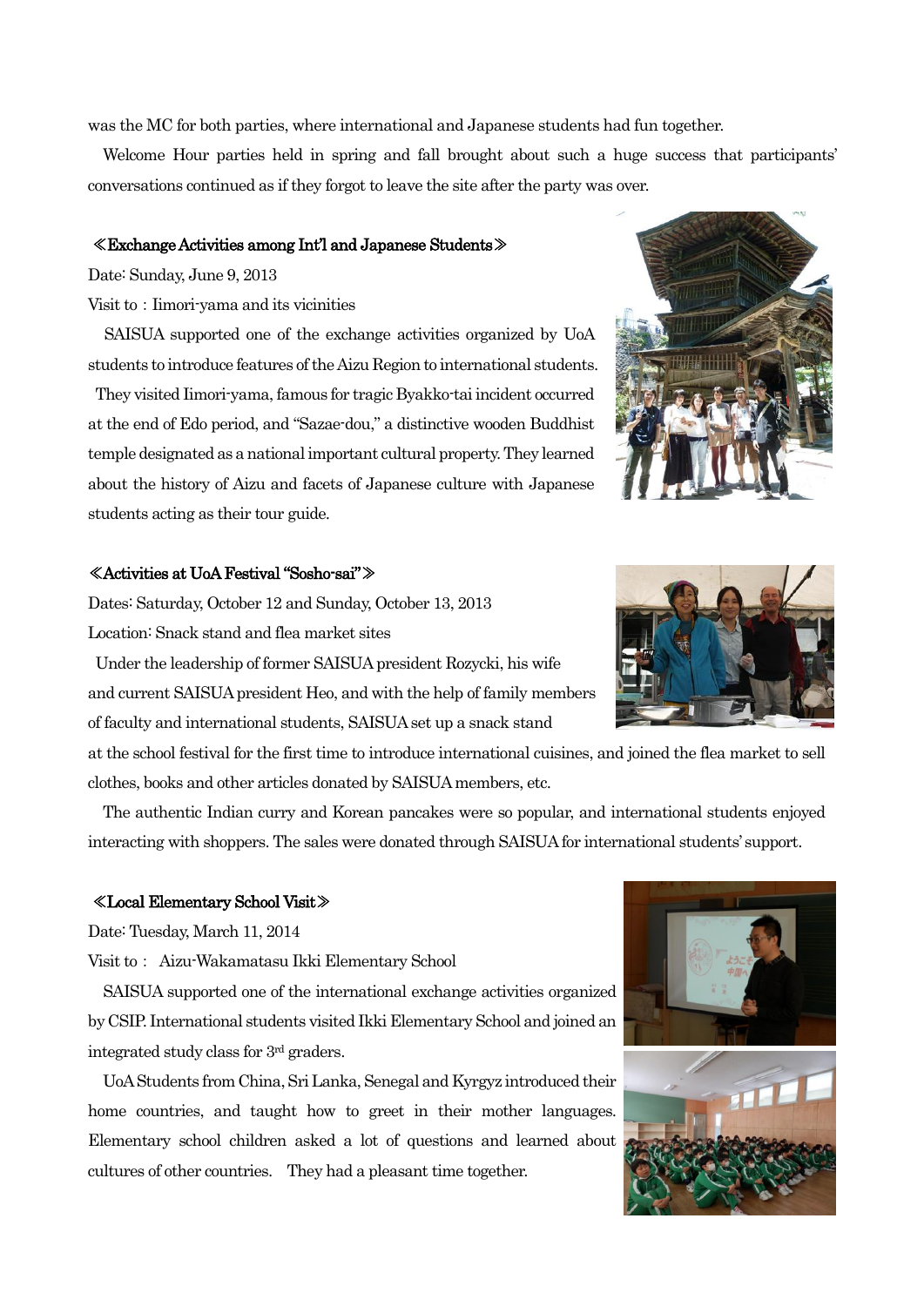was the MC for both parties, where international and Japanese students had fun together.

Welcome Hour parties held in spring and fall brought about such a huge success that participants' conversations continued as if they forgot to leave the site after the party was over.

### ≪Exchange Activities among Int'l and Japanese Students≫

Date: Sunday, June 9, 2013

Visit to：Iimori-yama and its vicinities

SAISUA supported one of the exchange activities organized by UoA students to introduce features of the Aizu Region to international students.

They visited Iimori-yama, famous for tragic Byakko-tai incident occurred at the end of Edo period, and "Sazae-dou," a distinctive wooden Buddhist temple designated as a national important cultural property. They learned about the history of Aizu and facets of Japanese culture with Japanese students acting as their tour guide.

### ≪Activities at UoA Festival "Sosho-sai"≫

Dates: Saturday, October 12 and Sunday, October 13, 2013

Location: Snack stand and flea market sites

Under the leadership of former SAISUA president Rozycki, his wife and current SAISUA president Heo, and with the help of family members of faculty and international students, SAISUA set up a snack stand at the school festival for the first time to introduce international cuisines, and joined the flea market to sell clothes, books and other articles donated by SAISUA members, etc.

The authentic Indian curry and Korean pancakes were so popular, and international students enjoyed interacting with shoppers. The sales were donated through SAISUA for international students' support.

### ≪Local Elementary School Visit≫

Date: Tuesday, March 11, 2014

Visit to： Aizu-Wakamatasu Ikki Elementary School

SAISUA supported one of the international exchange activities organized by CSIP. International students visited Ikki Elementary School and joined an integrated study class for 3rd graders.

UoA Students from China, Sri Lanka, Senegal and Kyrgyz introduced their home countries, and taught how to greet in their mother languages. Elementary school children asked a lot of questions and learned about cultures of other countries. They had a pleasant time together.